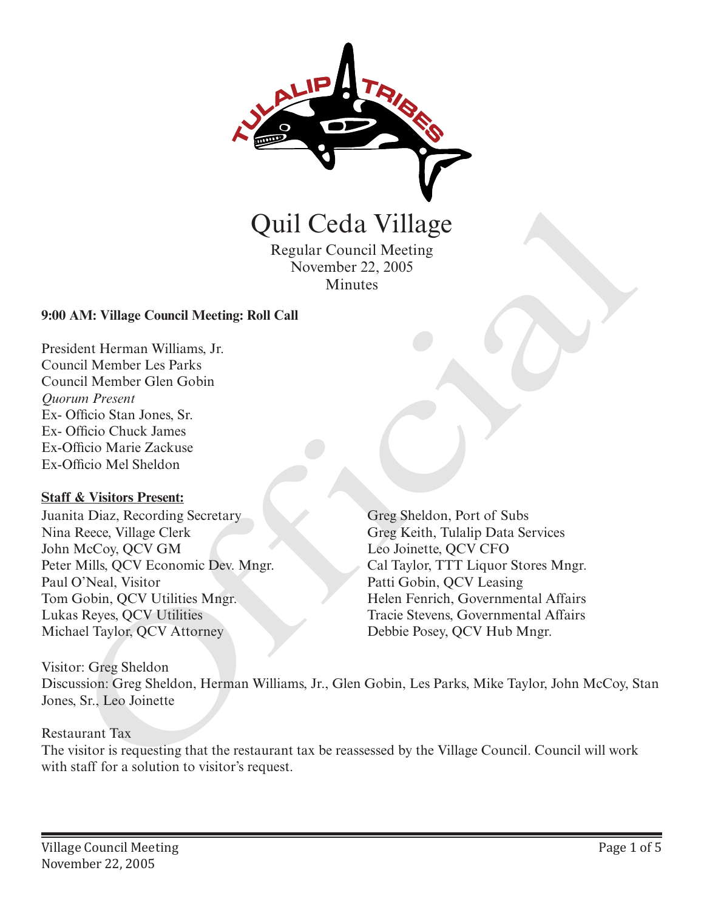# Quil Ceda Village

Regular Council Meeting
November 22, 2005
Minutes

**9:00 AM: Village Council Meeting: Roll Call**

President Herman Williams, Jr.
Council Member Les Parks
Council Member Glen Gobin
*Quorum Present*
Ex- Officio Stan Jones, Sr.
Ex- Officio Chuck James
Ex-Officio Marie Zackuse
Ex-Officio Mel Sheldon

**Staff & Visitors Present:**

Juanita Diaz, Recording Secretary
Nina Reece, Village Clerk
John McCoy, QCV GM
Peter Mills, QCV Economic Dev. Mngr.
Paul O'Neal, Visitor
Tom Gobin, QCV Utilities Mngr.
Lukas Reyes, QCV Utilities
Michael Taylor, QCV Attorney
Greg Sheldon, Port of Subs
Greg Keith, Tulalip Data Services
Leo Joinette, QCV CFO
Cal Taylor, TTT Liquor Stores Mngr.
Patti Gobin, QCV Leasing
Helen Fenrich, Governmental Affairs
Tracie Stevens, Governmental Affairs
Debbie Posey, QCV Hub Mngr.

Visitor: Greg Sheldon
Discussion: Greg Sheldon, Herman Williams, Jr., Glen Gobin, Les Parks, Mike Taylor, John McCoy, Stan Jones, Sr., Leo Joinette

Restaurant Tax
The visitor is requesting that the restaurant tax be reassessed by the Village Council. Council will work with staff for a solution to visitor's request.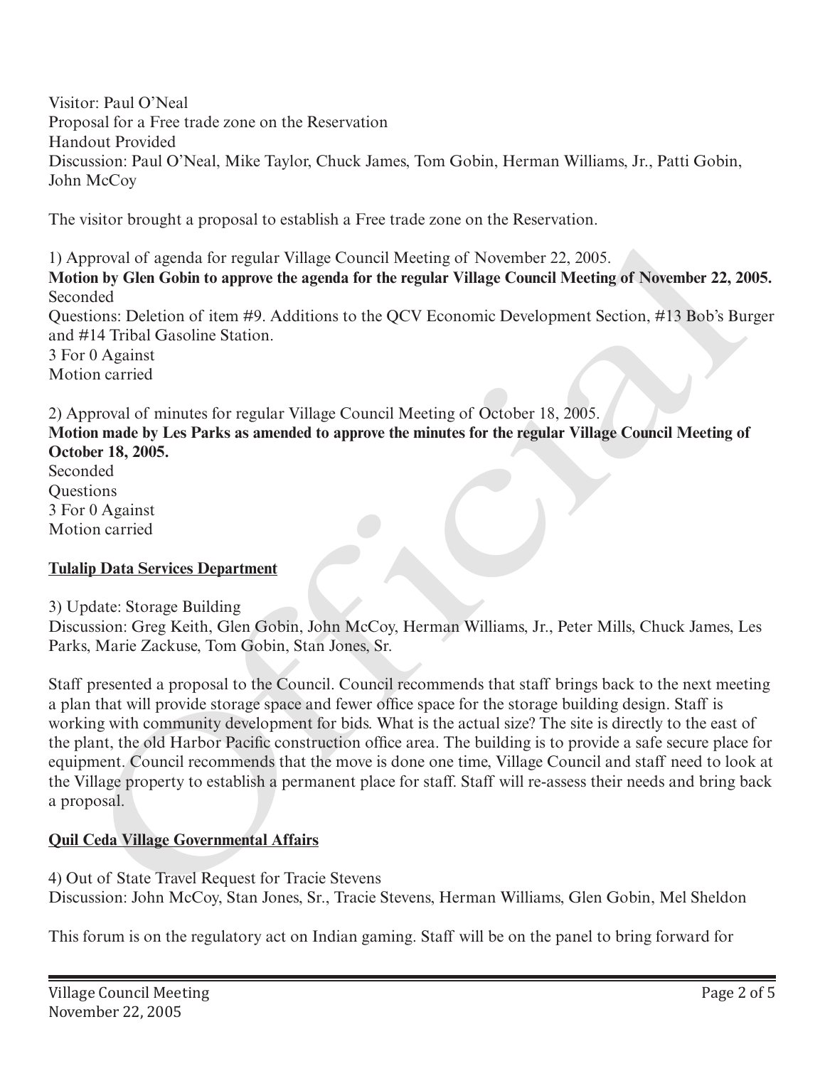Visitor: Paul O'Neal
Proposal for a Free trade zone on the Reservation
Handout Provided
Discussion: Paul O'Neal, Mike Taylor, Chuck James, Tom Gobin, Herman Williams, Jr., Patti Gobin, John McCoy

The visitor brought a proposal to establish a Free trade zone on the Reservation.

1) Approval of agenda for regular Village Council Meeting of November 22, 2005.
**Motion by Glen Gobin to approve the agenda for the regular Village Council Meeting of November 22, 2005.**
Seconded
Questions: Deletion of item #9. Additions to the QCV Economic Development Section, #13 Bob's Burger and #14 Tribal Gasoline Station.
3 For 0 Against
Motion carried

2) Approval of minutes for regular Village Council Meeting of October 18, 2005.
**Motion made by Les Parks as amended to approve the minutes for the regular Village Council Meeting of October 18, 2005.**
Seconded
Questions
3 For 0 Against
Motion carried

**Tulalip Data Services Department**

3) Update: Storage Building
Discussion: Greg Keith, Glen Gobin, John McCoy, Herman Williams, Jr., Peter Mills, Chuck James, Les Parks, Marie Zackuse, Tom Gobin, Stan Jones, Sr.

Staff presented a proposal to the Council. Council recommends that staff brings back to the next meeting a plan that will provide storage space and fewer office space for the storage building design. Staff is working with community development for bids. What is the actual size? The site is directly to the east of the plant, the old Harbor Pacific construction office area. The building is to provide a safe secure place for equipment. Council recommends that the move is done one time, Village Council and staff need to look at the Village property to establish a permanent place for staff. Staff will re-assess their needs and bring back a proposal.

**Quil Ceda Village Governmental Affairs**

4) Out of State Travel Request for Tracie Stevens
Discussion: John McCoy, Stan Jones, Sr., Tracie Stevens, Herman Williams, Glen Gobin, Mel Sheldon

This forum is on the regulatory act on Indian gaming. Staff will be on the panel to bring forward for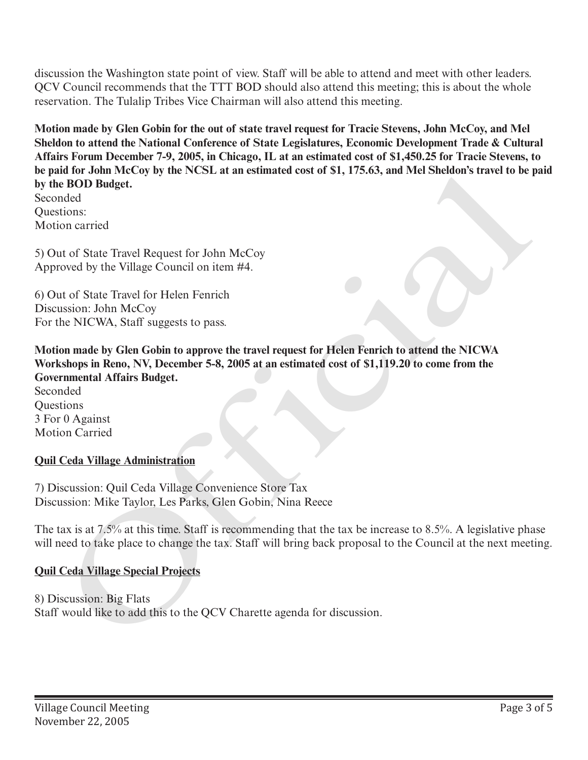discussion the Washington state point of view. Staff will be able to attend and meet with other leaders. QCV Council recommends that the TTT BOD should also attend this meeting; this is about the whole reservation. The Tulalip Tribes Vice Chairman will also attend this meeting.

**Motion made by Glen Gobin for the out of state travel request for Tracie Stevens, John McCoy, and Mel Sheldon to attend the National Conference of State Legislatures, Economic Development Trade & Cultural Affairs Forum December 7-9, 2005, in Chicago, IL at an estimated cost of $1,450.25 for Tracie Stevens, to be paid for John McCoy by the NCSL at an estimated cost of $1, 175.63, and Mel Sheldon's travel to be paid by the BOD Budget.**
Seconded
Questions:
Motion carried

5) Out of State Travel Request for John McCoy
Approved by the Village Council on item #4.

6) Out of State Travel for Helen Fenrich
Discussion: John McCoy
For the NICWA, Staff suggests to pass.

**Motion made by Glen Gobin to approve the travel request for Helen Fenrich to attend the NICWA Workshops in Reno, NV, December 5-8, 2005 at an estimated cost of $1,119.20 to come from the Governmental Affairs Budget.**
Seconded
Questions
3 For 0 Against
Motion Carried

**<u>Quil Ceda Village Administration</u>**

7) Discussion: Quil Ceda Village Convenience Store Tax
Discussion: Mike Taylor, Les Parks, Glen Gobin, Nina Reece

The tax is at 7.5% at this time. Staff is recommending that the tax be increase to 8.5%. A legislative phase will need to take place to change the tax. Staff will bring back proposal to the Council at the next meeting.

**<u>Quil Ceda Village Special Projects</u>**

8) Discussion: Big Flats
Staff would like to add this to the QCV Charette agenda for discussion.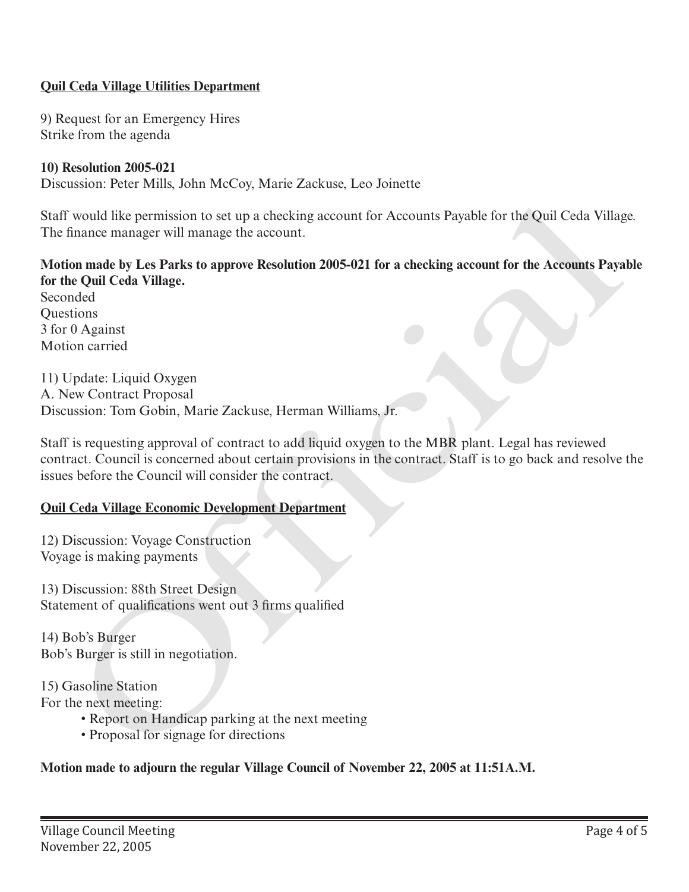**Quil Ceda Village Utilities Department**

9) Request for an Emergency Hires
Strike from the agenda

**10) Resolution 2005-021**
Discussion: Peter Mills, John McCoy, Marie Zackuse, Leo Joinette

Staff would like permission to set up a checking account for Accounts Payable for the Quil Ceda Village. The finance manager will manage the account.

**Motion made by Les Parks to approve Resolution 2005-021 for a checking account for the Accounts Payable for the Quil Ceda Village.**
Seconded
Questions
3 for 0 Against
Motion carried

11) Update: Liquid Oxygen
A. New Contract Proposal
Discussion: Tom Gobin, Marie Zackuse, Herman Williams, Jr.

Staff is requesting approval of contract to add liquid oxygen to the MBR plant. Legal has reviewed contract. Council is concerned about certain provisions in the contract. Staff is to go back and resolve the issues before the Council will consider the contract.

**Quil Ceda Village Economic Development Department**

12) Discussion: Voyage Construction
Voyage is making payments

13) Discussion: 88th Street Design
Statement of qualifications went out 3 firms qualified

14) Bob's Burger
Bob's Burger is still in negotiation.

15) Gasoline Station
For the next meeting:

- Report on Handicap parking at the next meeting
- Proposal for signage for directions

**Motion made to adjourn the regular Village Council of November 22, 2005 at 11:51A.M.**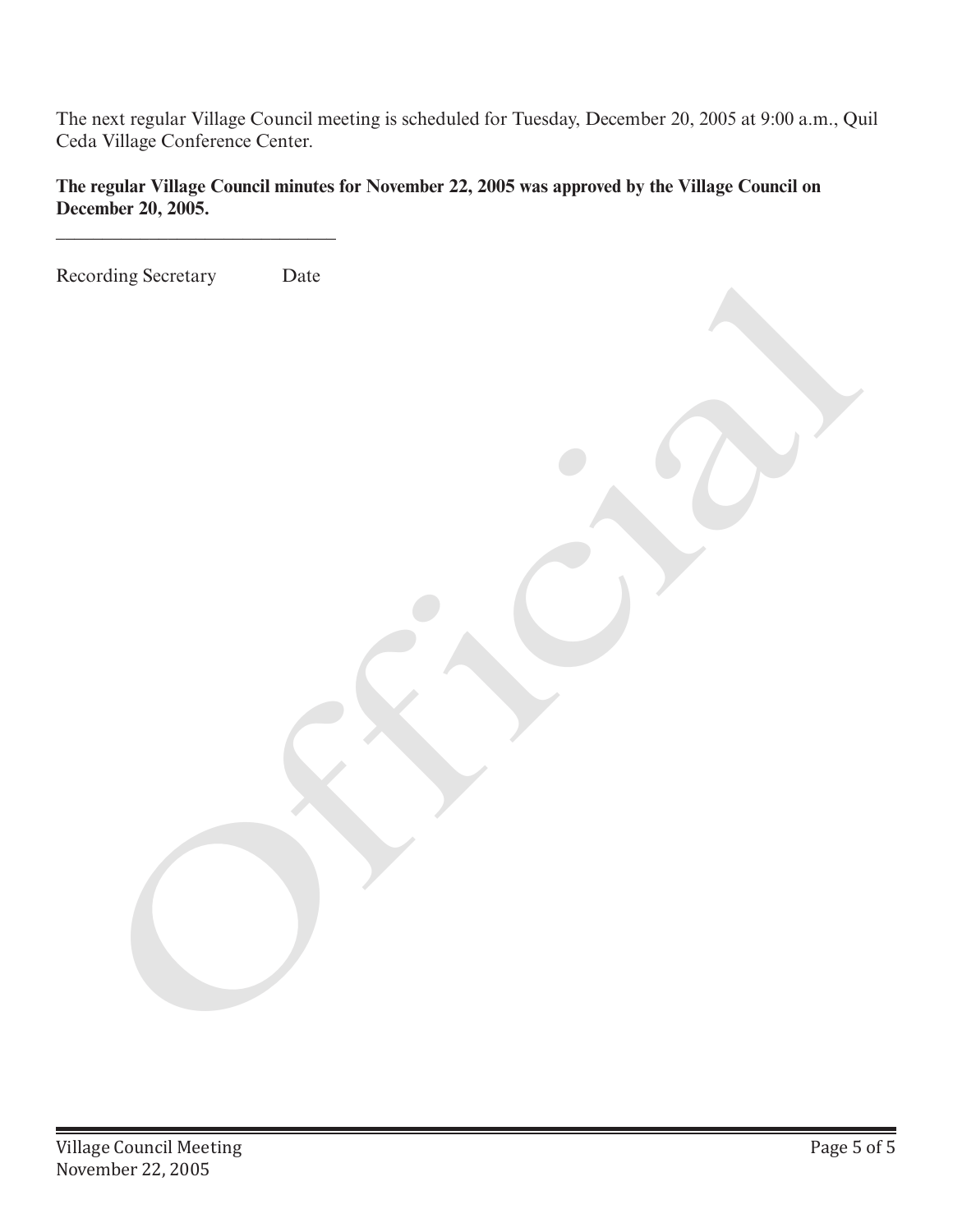The next regular Village Council meeting is scheduled for Tuesday, December 20, 2005 at 9:00 a.m., Quil Ceda Village Conference Center.

**The regular Village Council minutes for November 22, 2005 was approved by the Village Council on December 20, 2005.**

\_\_\_\_\_\_\_\_\_\_\_\_\_\_\_\_\_\_\_\_\_\_\_\_\_\_\_\_\_\_

Recording Secretary Date